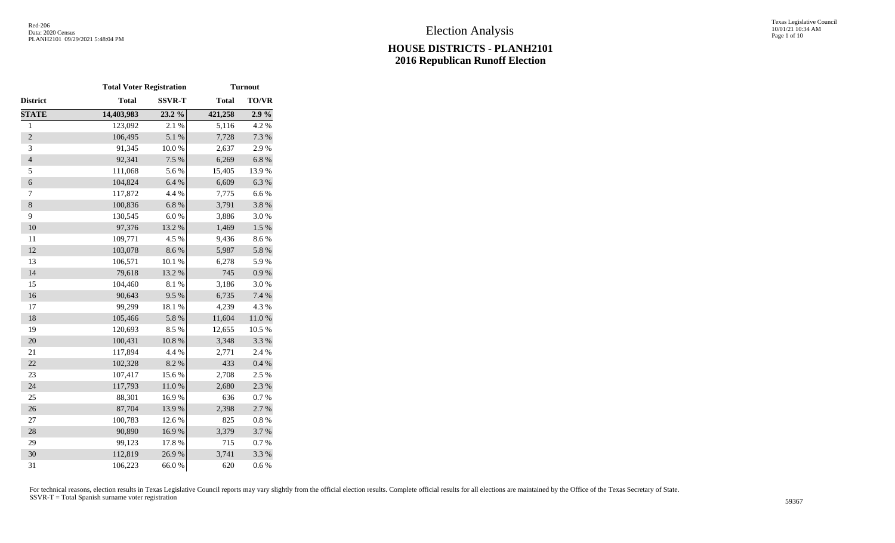# Election Analysis

## HOUSE DISTRICTS - PLANH2101
## 2016 Republican Runoff Election

| | Total Voter Registration | | Turnout | |
|---|---|---|---|---|
| **District** | **Total** | **SSVR-T** | **Total** | **TO/VR** |
| **STATE** | **14,403,983** | **23.2 %** | **421,258** | **2.9 %** |
| 1 | 123,092 | 2.1 % | 5,116 | 4.2 % |
| 2 | 106,495 | 5.1 % | 7,728 | 7.3 % |
| 3 | 91,345 | 10.0 % | 2,637 | 2.9 % |
| 4 | 92,341 | 7.5 % | 6,269 | 6.8 % |
| 5 | 111,068 | 5.6 % | 15,405 | 13.9 % |
| 6 | 104,824 | 6.4 % | 6,609 | 6.3 % |
| 7 | 117,872 | 4.4 % | 7,775 | 6.6 % |
| 8 | 100,836 | 6.8 % | 3,791 | 3.8 % |
| 9 | 130,545 | 6.0 % | 3,886 | 3.0 % |
| 10 | 97,376 | 13.2 % | 1,469 | 1.5 % |
| 11 | 109,771 | 4.5 % | 9,436 | 8.6 % |
| 12 | 103,078 | 8.6 % | 5,987 | 5.8 % |
| 13 | 106,571 | 10.1 % | 6,278 | 5.9 % |
| 14 | 79,618 | 13.2 % | 745 | 0.9 % |
| 15 | 104,460 | 8.1 % | 3,186 | 3.0 % |
| 16 | 90,643 | 9.5 % | 6,735 | 7.4 % |
| 17 | 99,299 | 18.1 % | 4,239 | 4.3 % |
| 18 | 105,466 | 5.8 % | 11,604 | 11.0 % |
| 19 | 120,693 | 8.5 % | 12,655 | 10.5 % |
| 20 | 100,431 | 10.8 % | 3,348 | 3.3 % |
| 21 | 117,894 | 4.4 % | 2,771 | 2.4 % |
| 22 | 102,328 | 8.2 % | 433 | 0.4 % |
| 23 | 107,417 | 15.6 % | 2,708 | 2.5 % |
| 24 | 117,793 | 11.0 % | 2,680 | 2.3 % |
| 25 | 88,301 | 16.9 % | 636 | 0.7 % |
| 26 | 87,704 | 13.9 % | 2,398 | 2.7 % |
| 27 | 100,783 | 12.6 % | 825 | 0.8 % |
| 28 | 90,890 | 16.9 % | 3,379 | 3.7 % |
| 29 | 99,123 | 17.8 % | 715 | 0.7 % |
| 30 | 112,819 | 26.9 % | 3,741 | 3.3 % |
| 31 | 106,223 | 66.0 % | 620 | 0.6 % |

For technical reasons, election results in Texas Legislative Council reports may vary slightly from the official election results. Complete official results for all elections are maintained by the Office of the Texas Secretary of State.
SSVR-T = Total Spanish surname voter registration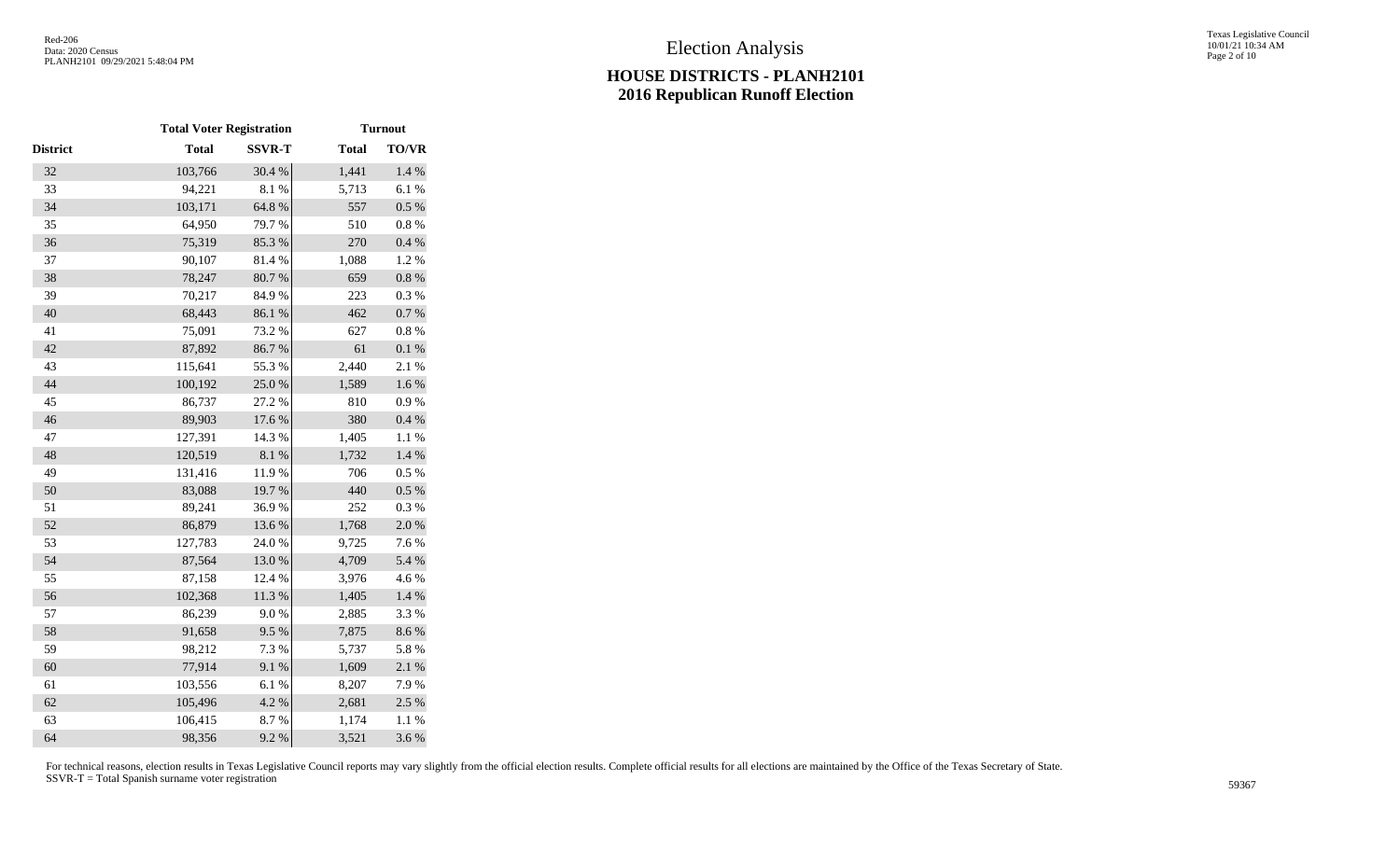# Election Analysis

## HOUSE DISTRICTS - PLANH2101
## 2016 Republican Runoff Election

| | Total Voter Registration | | Turnout | |
|---|---|---|---|---|
| District | Total | SSVR-T | Total | TO/VR |
| 32 | 103,766 | 30.4 % | 1,441 | 1.4 % |
| 33 | 94,221 | 8.1 % | 5,713 | 6.1 % |
| 34 | 103,171 | 64.8 % | 557 | 0.5 % |
| 35 | 64,950 | 79.7 % | 510 | 0.8 % |
| 36 | 75,319 | 85.3 % | 270 | 0.4 % |
| 37 | 90,107 | 81.4 % | 1,088 | 1.2 % |
| 38 | 78,247 | 80.7 % | 659 | 0.8 % |
| 39 | 70,217 | 84.9 % | 223 | 0.3 % |
| 40 | 68,443 | 86.1 % | 462 | 0.7 % |
| 41 | 75,091 | 73.2 % | 627 | 0.8 % |
| 42 | 87,892 | 86.7 % | 61 | 0.1 % |
| 43 | 115,641 | 55.3 % | 2,440 | 2.1 % |
| 44 | 100,192 | 25.0 % | 1,589 | 1.6 % |
| 45 | 86,737 | 27.2 % | 810 | 0.9 % |
| 46 | 89,903 | 17.6 % | 380 | 0.4 % |
| 47 | 127,391 | 14.3 % | 1,405 | 1.1 % |
| 48 | 120,519 | 8.1 % | 1,732 | 1.4 % |
| 49 | 131,416 | 11.9 % | 706 | 0.5 % |
| 50 | 83,088 | 19.7 % | 440 | 0.5 % |
| 51 | 89,241 | 36.9 % | 252 | 0.3 % |
| 52 | 86,879 | 13.6 % | 1,768 | 2.0 % |
| 53 | 127,783 | 24.0 % | 9,725 | 7.6 % |
| 54 | 87,564 | 13.0 % | 4,709 | 5.4 % |
| 55 | 87,158 | 12.4 % | 3,976 | 4.6 % |
| 56 | 102,368 | 11.3 % | 1,405 | 1.4 % |
| 57 | 86,239 | 9.0 % | 2,885 | 3.3 % |
| 58 | 91,658 | 9.5 % | 7,875 | 8.6 % |
| 59 | 98,212 | 7.3 % | 5,737 | 5.8 % |
| 60 | 77,914 | 9.1 % | 1,609 | 2.1 % |
| 61 | 103,556 | 6.1 % | 8,207 | 7.9 % |
| 62 | 105,496 | 4.2 % | 2,681 | 2.5 % |
| 63 | 106,415 | 8.7 % | 1,174 | 1.1 % |
| 64 | 98,356 | 9.2 % | 3,521 | 3.6 % |

For technical reasons, election results in Texas Legislative Council reports may vary slightly from the official election results. Complete official results for all elections are maintained by the Office of the Texas Secretary of State.
SSVR-T = Total Spanish surname voter registration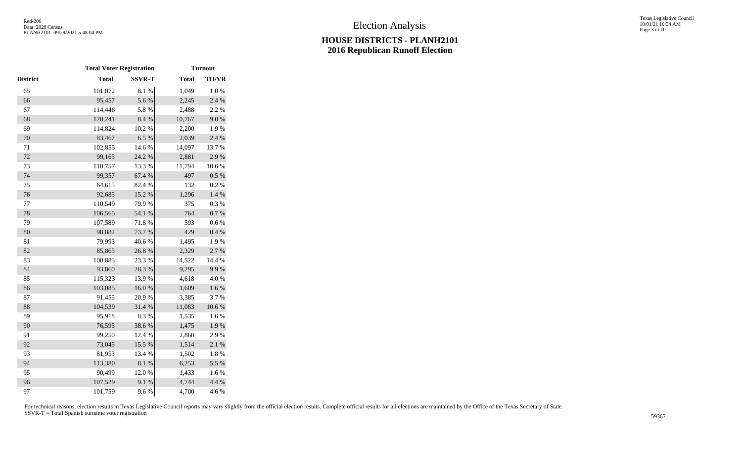# Election Analysis

## HOUSE DISTRICTS - PLANH2101
## 2016 Republican Runoff Election

| | Total Voter Registration | | Turnout | |
|---|---|---|---|---|
| District | Total | SSVR-T | Total | TO/VR |
| 65 | 101,072 | 8.1 % | 1,049 | 1.0 % |
| 66 | 95,457 | 5.6 % | 2,245 | 2.4 % |
| 67 | 114,446 | 5.8 % | 2,488 | 2.2 % |
| 68 | 120,241 | 8.4 % | 10,767 | 9.0 % |
| 69 | 114,824 | 10.2 % | 2,200 | 1.9 % |
| 70 | 83,467 | 6.5 % | 2,039 | 2.4 % |
| 71 | 102,855 | 14.6 % | 14,097 | 13.7 % |
| 72 | 99,165 | 24.2 % | 2,881 | 2.9 % |
| 73 | 110,757 | 13.3 % | 11,794 | 10.6 % |
| 74 | 99,357 | 67.4 % | 497 | 0.5 % |
| 75 | 64,615 | 82.4 % | 132 | 0.2 % |
| 76 | 92,685 | 15.2 % | 1,296 | 1.4 % |
| 77 | 110,549 | 79.9 % | 375 | 0.3 % |
| 78 | 106,565 | 54.1 % | 764 | 0.7 % |
| 79 | 107,589 | 71.8 % | 593 | 0.6 % |
| 80 | 98,882 | 73.7 % | 429 | 0.4 % |
| 81 | 79,993 | 40.6 % | 1,495 | 1.9 % |
| 82 | 85,865 | 26.8 % | 2,329 | 2.7 % |
| 83 | 100,883 | 23.3 % | 14,522 | 14.4 % |
| 84 | 93,860 | 28.3 % | 9,295 | 9.9 % |
| 85 | 115,323 | 13.9 % | 4,618 | 4.0 % |
| 86 | 103,085 | 16.0 % | 1,609 | 1.6 % |
| 87 | 91,455 | 20.9 % | 3,385 | 3.7 % |
| 88 | 104,539 | 31.4 % | 11,083 | 10.6 % |
| 89 | 95,918 | 8.3 % | 1,535 | 1.6 % |
| 90 | 76,595 | 38.6 % | 1,475 | 1.9 % |
| 91 | 99,250 | 12.4 % | 2,860 | 2.9 % |
| 92 | 73,045 | 15.5 % | 1,514 | 2.1 % |
| 93 | 81,953 | 13.4 % | 1,502 | 1.8 % |
| 94 | 113,380 | 8.1 % | 6,253 | 5.5 % |
| 95 | 90,499 | 12.0 % | 1,433 | 1.6 % |
| 96 | 107,529 | 9.1 % | 4,744 | 4.4 % |
| 97 | 101,759 | 9.6 % | 4,700 | 4.6 % |

For technical reasons, election results in Texas Legislative Council reports may vary slightly from the official election results. Complete official results for all elections are maintained by the Office of the Texas Secretary of State.
SSVR-T = Total Spanish surname voter registration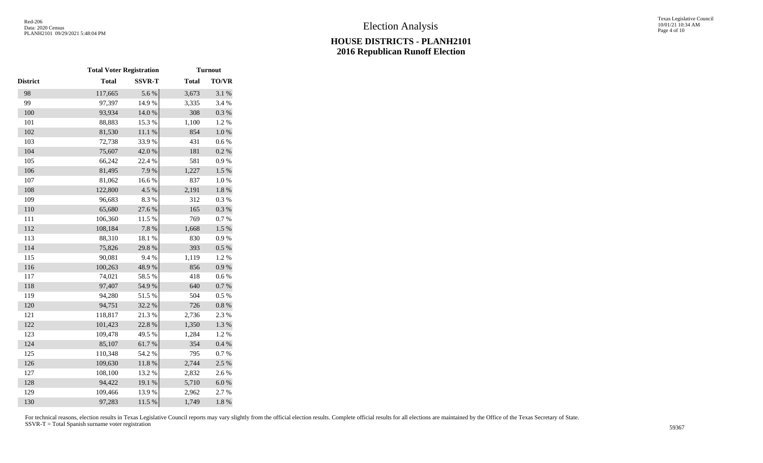# Election Analysis

## HOUSE DISTRICTS - PLANH2101
## 2016 Republican Runoff Election

| | Total Voter Registration | | Turnout | |
|---|---|---|---|---|
| District | Total | SSVR-T | Total | TO/VR |
| 98 | 117,665 | 5.6 % | 3,673 | 3.1 % |
| 99 | 97,397 | 14.9 % | 3,335 | 3.4 % |
| 100 | 93,934 | 14.0 % | 308 | 0.3 % |
| 101 | 88,883 | 15.3 % | 1,100 | 1.2 % |
| 102 | 81,530 | 11.1 % | 854 | 1.0 % |
| 103 | 72,738 | 33.9 % | 431 | 0.6 % |
| 104 | 75,607 | 42.0 % | 181 | 0.2 % |
| 105 | 66,242 | 22.4 % | 581 | 0.9 % |
| 106 | 81,495 | 7.9 % | 1,227 | 1.5 % |
| 107 | 81,062 | 16.6 % | 837 | 1.0 % |
| 108 | 122,800 | 4.5 % | 2,191 | 1.8 % |
| 109 | 96,683 | 8.3 % | 312 | 0.3 % |
| 110 | 65,680 | 27.6 % | 165 | 0.3 % |
| 111 | 106,360 | 11.5 % | 769 | 0.7 % |
| 112 | 108,184 | 7.8 % | 1,668 | 1.5 % |
| 113 | 88,310 | 18.1 % | 830 | 0.9 % |
| 114 | 75,826 | 29.8 % | 393 | 0.5 % |
| 115 | 90,081 | 9.4 % | 1,119 | 1.2 % |
| 116 | 100,263 | 48.9 % | 856 | 0.9 % |
| 117 | 74,021 | 58.5 % | 418 | 0.6 % |
| 118 | 97,407 | 54.9 % | 640 | 0.7 % |
| 119 | 94,280 | 51.5 % | 504 | 0.5 % |
| 120 | 94,751 | 32.2 % | 726 | 0.8 % |
| 121 | 118,817 | 21.3 % | 2,736 | 2.3 % |
| 122 | 101,423 | 22.8 % | 1,350 | 1.3 % |
| 123 | 109,478 | 49.5 % | 1,284 | 1.2 % |
| 124 | 85,107 | 61.7 % | 354 | 0.4 % |
| 125 | 110,348 | 54.2 % | 795 | 0.7 % |
| 126 | 109,630 | 11.8 % | 2,744 | 2.5 % |
| 127 | 108,100 | 13.2 % | 2,832 | 2.6 % |
| 128 | 94,422 | 19.1 % | 5,710 | 6.0 % |
| 129 | 109,466 | 13.9 % | 2,962 | 2.7 % |
| 130 | 97,283 | 11.5 % | 1,749 | 1.8 % |

For technical reasons, election results in Texas Legislative Council reports may vary slightly from the official election results. Complete official results for all elections are maintained by the Office of the Texas Secretary of State.
SSVR-T = Total Spanish surname voter registration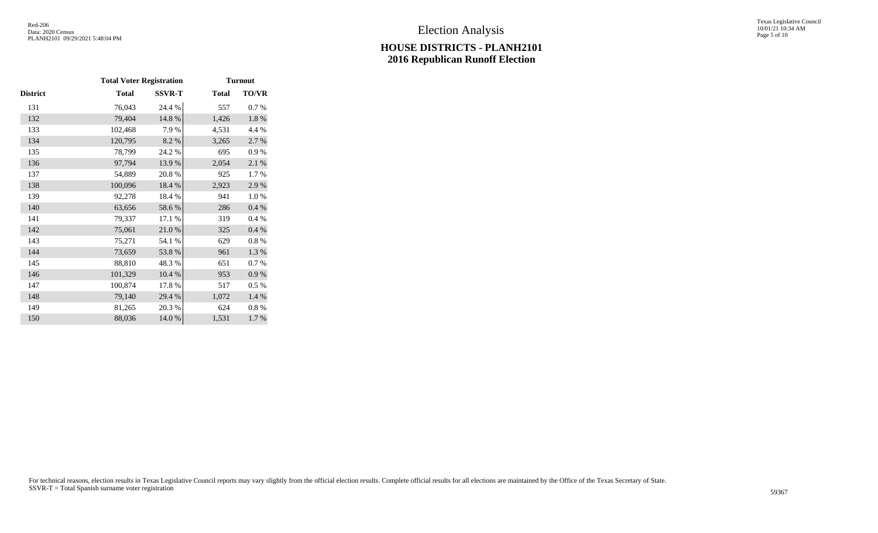# Election Analysis

## HOUSE DISTRICTS - PLANH2101
## 2016 Republican Runoff Election

| | Total Voter Registration | | Turnout | |
|---|---|---|---|---|
| District | Total | SSVR-T | Total | TO/VR |
| 131 | 76,043 | 24.4 % | 557 | 0.7 % |
| 132 | 79,404 | 14.8 % | 1,426 | 1.8 % |
| 133 | 102,468 | 7.9 % | 4,531 | 4.4 % |
| 134 | 120,795 | 8.2 % | 3,265 | 2.7 % |
| 135 | 78,799 | 24.2 % | 695 | 0.9 % |
| 136 | 97,794 | 13.9 % | 2,054 | 2.1 % |
| 137 | 54,889 | 20.8 % | 925 | 1.7 % |
| 138 | 100,096 | 18.4 % | 2,923 | 2.9 % |
| 139 | 92,278 | 18.4 % | 941 | 1.0 % |
| 140 | 63,656 | 58.6 % | 286 | 0.4 % |
| 141 | 79,337 | 17.1 % | 319 | 0.4 % |
| 142 | 75,061 | 21.0 % | 325 | 0.4 % |
| 143 | 75,271 | 54.1 % | 629 | 0.8 % |
| 144 | 73,659 | 53.8 % | 961 | 1.3 % |
| 145 | 88,810 | 48.3 % | 651 | 0.7 % |
| 146 | 101,329 | 10.4 % | 953 | 0.9 % |
| 147 | 100,874 | 17.8 % | 517 | 0.5 % |
| 148 | 79,140 | 29.4 % | 1,072 | 1.4 % |
| 149 | 81,265 | 20.3 % | 624 | 0.8 % |
| 150 | 88,036 | 14.0 % | 1,531 | 1.7 % |

For technical reasons, election results in Texas Legislative Council reports may vary slightly from the official election results. Complete official results for all elections are maintained by the Office of the Texas Secretary of State.
SSVR-T = Total Spanish surname voter registration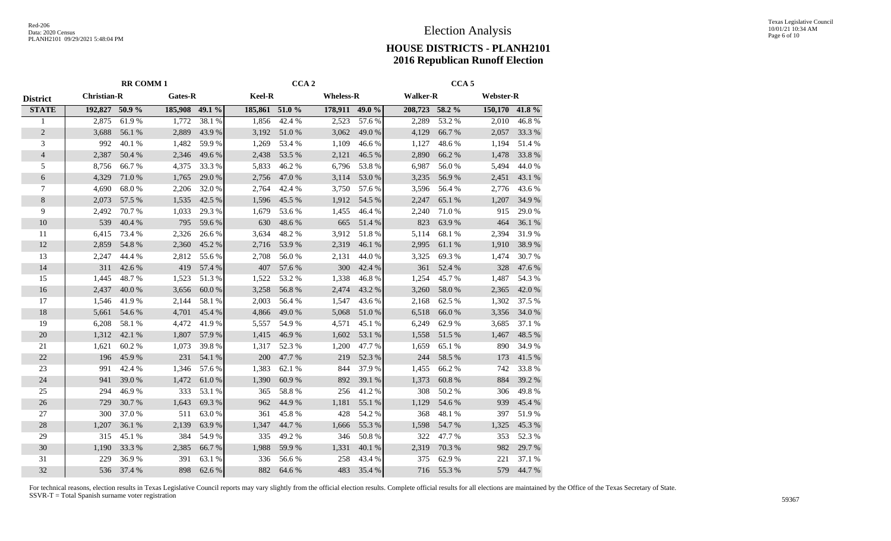# Election Analysis

## HOUSE DISTRICTS - PLANH2101
## 2016 Republican Runoff Election

| District | RR COMM 1 | | | | CCA 2 | | | | CCA 5 | | | |
|---|---|---|---|---|---|---|---|---|---|---|---|---|
| | Christian-R | | Gates-R | | Keel-R | | Wheless-R | | Walker-R | | Webster-R | |
| **STATE** | **192,827** | **50.9 %** | **185,908** | **49.1 %** | **185,861** | **51.0 %** | **178,911** | **49.0 %** | **208,723** | **58.2 %** | **150,170** | **41.8 %** |
| 1 | 2,875 | 61.9 % | 1,772 | 38.1 % | 1,856 | 42.4 % | 2,523 | 57.6 % | 2,289 | 53.2 % | 2,010 | 46.8 % |
| 2 | 3,688 | 56.1 % | 2,889 | 43.9 % | 3,192 | 51.0 % | 3,062 | 49.0 % | 4,129 | 66.7 % | 2,057 | 33.3 % |
| 3 | 992 | 40.1 % | 1,482 | 59.9 % | 1,269 | 53.4 % | 1,109 | 46.6 % | 1,127 | 48.6 % | 1,194 | 51.4 % |
| 4 | 2,387 | 50.4 % | 2,346 | 49.6 % | 2,438 | 53.5 % | 2,121 | 46.5 % | 2,890 | 66.2 % | 1,478 | 33.8 % |
| 5 | 8,756 | 66.7 % | 4,375 | 33.3 % | 5,833 | 46.2 % | 6,796 | 53.8 % | 6,987 | 56.0 % | 5,494 | 44.0 % |
| 6 | 4,329 | 71.0 % | 1,765 | 29.0 % | 2,756 | 47.0 % | 3,114 | 53.0 % | 3,235 | 56.9 % | 2,451 | 43.1 % |
| 7 | 4,690 | 68.0 % | 2,206 | 32.0 % | 2,764 | 42.4 % | 3,750 | 57.6 % | 3,596 | 56.4 % | 2,776 | 43.6 % |
| 8 | 2,073 | 57.5 % | 1,535 | 42.5 % | 1,596 | 45.5 % | 1,912 | 54.5 % | 2,247 | 65.1 % | 1,207 | 34.9 % |
| 9 | 2,492 | 70.7 % | 1,033 | 29.3 % | 1,679 | 53.6 % | 1,455 | 46.4 % | 2,240 | 71.0 % | 915 | 29.0 % |
| 10 | 539 | 40.4 % | 795 | 59.6 % | 630 | 48.6 % | 665 | 51.4 % | 823 | 63.9 % | 464 | 36.1 % |
| 11 | 6,415 | 73.4 % | 2,326 | 26.6 % | 3,634 | 48.2 % | 3,912 | 51.8 % | 5,114 | 68.1 % | 2,394 | 31.9 % |
| 12 | 2,859 | 54.8 % | 2,360 | 45.2 % | 2,716 | 53.9 % | 2,319 | 46.1 % | 2,995 | 61.1 % | 1,910 | 38.9 % |
| 13 | 2,247 | 44.4 % | 2,812 | 55.6 % | 2,708 | 56.0 % | 2,131 | 44.0 % | 3,325 | 69.3 % | 1,474 | 30.7 % |
| 14 | 311 | 42.6 % | 419 | 57.4 % | 407 | 57.6 % | 300 | 42.4 % | 361 | 52.4 % | 328 | 47.6 % |
| 15 | 1,445 | 48.7 % | 1,523 | 51.3 % | 1,522 | 53.2 % | 1,338 | 46.8 % | 1,254 | 45.7 % | 1,487 | 54.3 % |
| 16 | 2,437 | 40.0 % | 3,656 | 60.0 % | 3,258 | 56.8 % | 2,474 | 43.2 % | 3,260 | 58.0 % | 2,365 | 42.0 % |
| 17 | 1,546 | 41.9 % | 2,144 | 58.1 % | 2,003 | 56.4 % | 1,547 | 43.6 % | 2,168 | 62.5 % | 1,302 | 37.5 % |
| 18 | 5,661 | 54.6 % | 4,701 | 45.4 % | 4,866 | 49.0 % | 5,068 | 51.0 % | 6,518 | 66.0 % | 3,356 | 34.0 % |
| 19 | 6,208 | 58.1 % | 4,472 | 41.9 % | 5,557 | 54.9 % | 4,571 | 45.1 % | 6,249 | 62.9 % | 3,685 | 37.1 % |
| 20 | 1,312 | 42.1 % | 1,807 | 57.9 % | 1,415 | 46.9 % | 1,602 | 53.1 % | 1,558 | 51.5 % | 1,467 | 48.5 % |
| 21 | 1,621 | 60.2 % | 1,073 | 39.8 % | 1,317 | 52.3 % | 1,200 | 47.7 % | 1,659 | 65.1 % | 890 | 34.9 % |
| 22 | 196 | 45.9 % | 231 | 54.1 % | 200 | 47.7 % | 219 | 52.3 % | 244 | 58.5 % | 173 | 41.5 % |
| 23 | 991 | 42.4 % | 1,346 | 57.6 % | 1,383 | 62.1 % | 844 | 37.9 % | 1,455 | 66.2 % | 742 | 33.8 % |
| 24 | 941 | 39.0 % | 1,472 | 61.0 % | 1,390 | 60.9 % | 892 | 39.1 % | 1,373 | 60.8 % | 884 | 39.2 % |
| 25 | 294 | 46.9 % | 333 | 53.1 % | 365 | 58.8 % | 256 | 41.2 % | 308 | 50.2 % | 306 | 49.8 % |
| 26 | 729 | 30.7 % | 1,643 | 69.3 % | 962 | 44.9 % | 1,181 | 55.1 % | 1,129 | 54.6 % | 939 | 45.4 % |
| 27 | 300 | 37.0 % | 511 | 63.0 % | 361 | 45.8 % | 428 | 54.2 % | 368 | 48.1 % | 397 | 51.9 % |
| 28 | 1,207 | 36.1 % | 2,139 | 63.9 % | 1,347 | 44.7 % | 1,666 | 55.3 % | 1,598 | 54.7 % | 1,325 | 45.3 % |
| 29 | 315 | 45.1 % | 384 | 54.9 % | 335 | 49.2 % | 346 | 50.8 % | 322 | 47.7 % | 353 | 52.3 % |
| 30 | 1,190 | 33.3 % | 2,385 | 66.7 % | 1,988 | 59.9 % | 1,331 | 40.1 % | 2,319 | 70.3 % | 982 | 29.7 % |
| 31 | 229 | 36.9 % | 391 | 63.1 % | 336 | 56.6 % | 258 | 43.4 % | 375 | 62.9 % | 221 | 37.1 % |
| 32 | 536 | 37.4 % | 898 | 62.6 % | 882 | 64.6 % | 483 | 35.4 % | 716 | 55.3 % | 579 | 44.7 % |

For technical reasons, election results in Texas Legislative Council reports may vary slightly from the official election results. Complete official results for all elections are maintained by the Office of the Texas Secretary of State.
SSVR-T = Total Spanish surname voter registration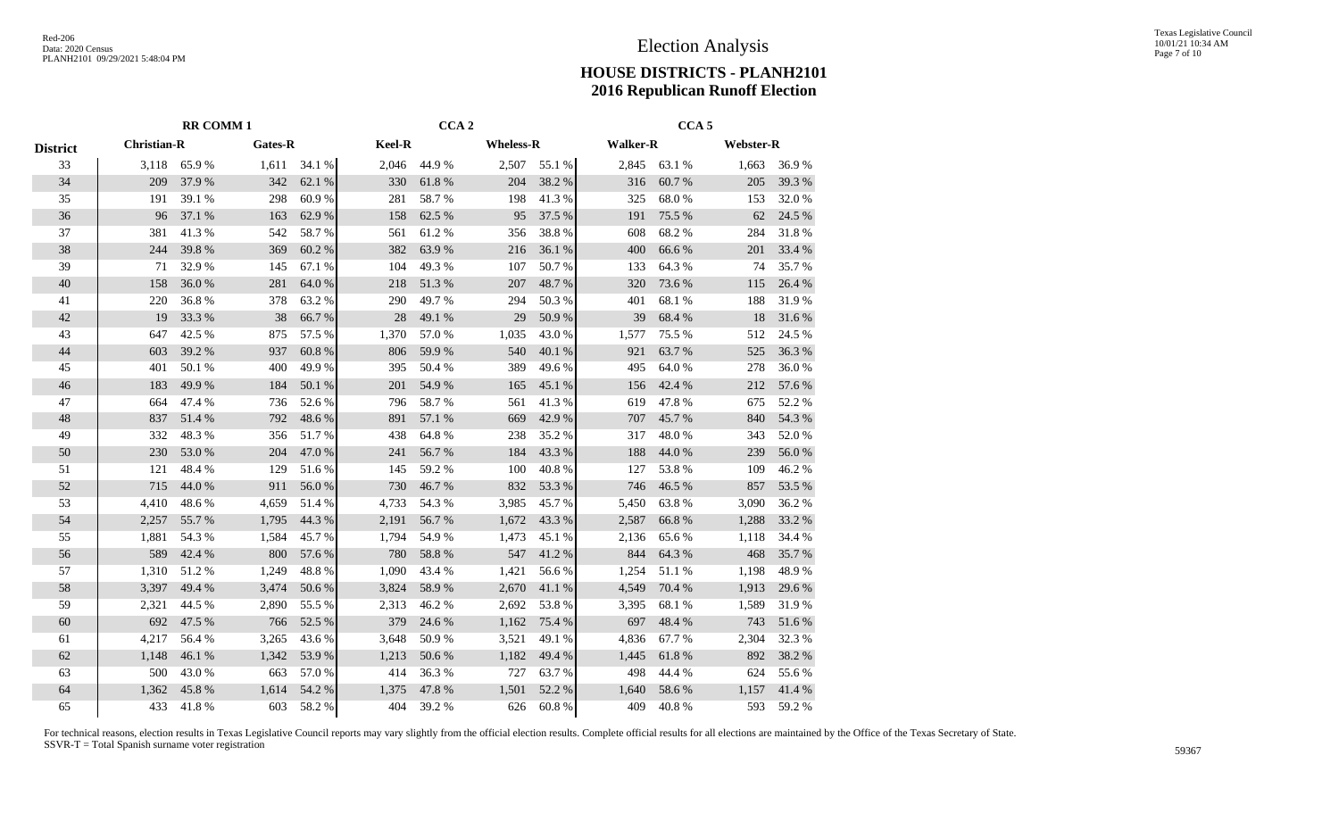# Election Analysis

## HOUSE DISTRICTS - PLANH2101
## 2016 Republican Runoff Election

| District | RR COMM 1 | | | | CCA 2 | | | | CCA 5 | | | |
|---|---|---|---|---|---|---|---|---|---|---|---|---|
| | Christian-R | | Gates-R | | Keel-R | | Wheless-R | | Walker-R | | Webster-R | |
| 33 | 3,118 | 65.9 % | 1,611 | 34.1 % | 2,046 | 44.9 % | 2,507 | 55.1 % | 2,845 | 63.1 % | 1,663 | 36.9 % |
| 34 | 209 | 37.9 % | 342 | 62.1 % | 330 | 61.8 % | 204 | 38.2 % | 316 | 60.7 % | 205 | 39.3 % |
| 35 | 191 | 39.1 % | 298 | 60.9 % | 281 | 58.7 % | 198 | 41.3 % | 325 | 68.0 % | 153 | 32.0 % |
| 36 | 96 | 37.1 % | 163 | 62.9 % | 158 | 62.5 % | 95 | 37.5 % | 191 | 75.5 % | 62 | 24.5 % |
| 37 | 381 | 41.3 % | 542 | 58.7 % | 561 | 61.2 % | 356 | 38.8 % | 608 | 68.2 % | 284 | 31.8 % |
| 38 | 244 | 39.8 % | 369 | 60.2 % | 382 | 63.9 % | 216 | 36.1 % | 400 | 66.6 % | 201 | 33.4 % |
| 39 | 71 | 32.9 % | 145 | 67.1 % | 104 | 49.3 % | 107 | 50.7 % | 133 | 64.3 % | 74 | 35.7 % |
| 40 | 158 | 36.0 % | 281 | 64.0 % | 218 | 51.3 % | 207 | 48.7 % | 320 | 73.6 % | 115 | 26.4 % |
| 41 | 220 | 36.8 % | 378 | 63.2 % | 290 | 49.7 % | 294 | 50.3 % | 401 | 68.1 % | 188 | 31.9 % |
| 42 | 19 | 33.3 % | 38 | 66.7 % | 28 | 49.1 % | 29 | 50.9 % | 39 | 68.4 % | 18 | 31.6 % |
| 43 | 647 | 42.5 % | 875 | 57.5 % | 1,370 | 57.0 % | 1,035 | 43.0 % | 1,577 | 75.5 % | 512 | 24.5 % |
| 44 | 603 | 39.2 % | 937 | 60.8 % | 806 | 59.9 % | 540 | 40.1 % | 921 | 63.7 % | 525 | 36.3 % |
| 45 | 401 | 50.1 % | 400 | 49.9 % | 395 | 50.4 % | 389 | 49.6 % | 495 | 64.0 % | 278 | 36.0 % |
| 46 | 183 | 49.9 % | 184 | 50.1 % | 201 | 54.9 % | 165 | 45.1 % | 156 | 42.4 % | 212 | 57.6 % |
| 47 | 664 | 47.4 % | 736 | 52.6 % | 796 | 58.7 % | 561 | 41.3 % | 619 | 47.8 % | 675 | 52.2 % |
| 48 | 837 | 51.4 % | 792 | 48.6 % | 891 | 57.1 % | 669 | 42.9 % | 707 | 45.7 % | 840 | 54.3 % |
| 49 | 332 | 48.3 % | 356 | 51.7 % | 438 | 64.8 % | 238 | 35.2 % | 317 | 48.0 % | 343 | 52.0 % |
| 50 | 230 | 53.0 % | 204 | 47.0 % | 241 | 56.7 % | 184 | 43.3 % | 188 | 44.0 % | 239 | 56.0 % |
| 51 | 121 | 48.4 % | 129 | 51.6 % | 145 | 59.2 % | 100 | 40.8 % | 127 | 53.8 % | 109 | 46.2 % |
| 52 | 715 | 44.0 % | 911 | 56.0 % | 730 | 46.7 % | 832 | 53.3 % | 746 | 46.5 % | 857 | 53.5 % |
| 53 | 4,410 | 48.6 % | 4,659 | 51.4 % | 4,733 | 54.3 % | 3,985 | 45.7 % | 5,450 | 63.8 % | 3,090 | 36.2 % |
| 54 | 2,257 | 55.7 % | 1,795 | 44.3 % | 2,191 | 56.7 % | 1,672 | 43.3 % | 2,587 | 66.8 % | 1,288 | 33.2 % |
| 55 | 1,881 | 54.3 % | 1,584 | 45.7 % | 1,794 | 54.9 % | 1,473 | 45.1 % | 2,136 | 65.6 % | 1,118 | 34.4 % |
| 56 | 589 | 42.4 % | 800 | 57.6 % | 780 | 58.8 % | 547 | 41.2 % | 844 | 64.3 % | 468 | 35.7 % |
| 57 | 1,310 | 51.2 % | 1,249 | 48.8 % | 1,090 | 43.4 % | 1,421 | 56.6 % | 1,254 | 51.1 % | 1,198 | 48.9 % |
| 58 | 3,397 | 49.4 % | 3,474 | 50.6 % | 3,824 | 58.9 % | 2,670 | 41.1 % | 4,549 | 70.4 % | 1,913 | 29.6 % |
| 59 | 2,321 | 44.5 % | 2,890 | 55.5 % | 2,313 | 46.2 % | 2,692 | 53.8 % | 3,395 | 68.1 % | 1,589 | 31.9 % |
| 60 | 692 | 47.5 % | 766 | 52.5 % | 379 | 24.6 % | 1,162 | 75.4 % | 697 | 48.4 % | 743 | 51.6 % |
| 61 | 4,217 | 56.4 % | 3,265 | 43.6 % | 3,648 | 50.9 % | 3,521 | 49.1 % | 4,836 | 67.7 % | 2,304 | 32.3 % |
| 62 | 1,148 | 46.1 % | 1,342 | 53.9 % | 1,213 | 50.6 % | 1,182 | 49.4 % | 1,445 | 61.8 % | 892 | 38.2 % |
| 63 | 500 | 43.0 % | 663 | 57.0 % | 414 | 36.3 % | 727 | 63.7 % | 498 | 44.4 % | 624 | 55.6 % |
| 64 | 1,362 | 45.8 % | 1,614 | 54.2 % | 1,375 | 47.8 % | 1,501 | 52.2 % | 1,640 | 58.6 % | 1,157 | 41.4 % |
| 65 | 433 | 41.8 % | 603 | 58.2 % | 404 | 39.2 % | 626 | 60.8 % | 409 | 40.8 % | 593 | 59.2 % |

For technical reasons, election results in Texas Legislative Council reports may vary slightly from the official election results. Complete official results for all elections are maintained by the Office of the Texas Secretary of State.
SSVR-T = Total Spanish surname voter registration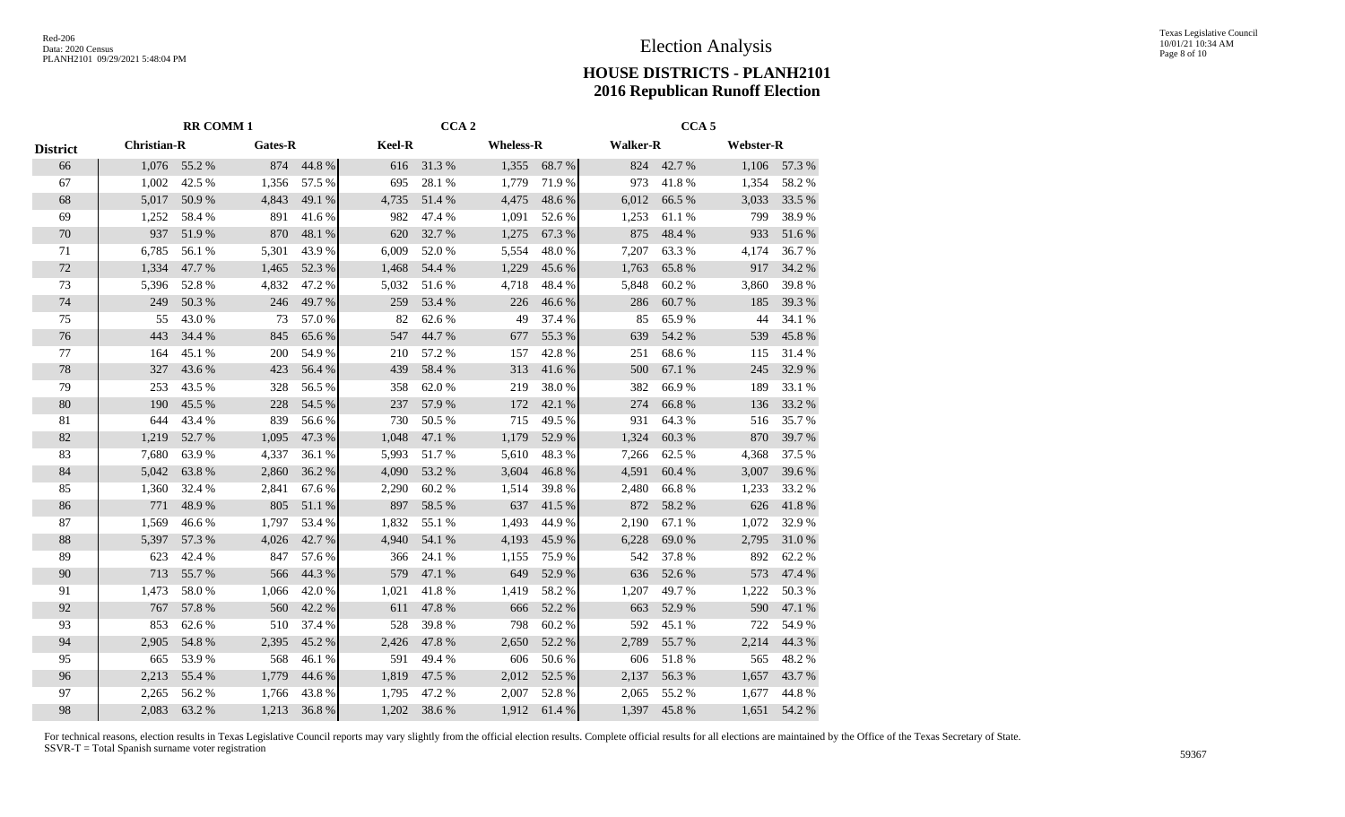# Election Analysis

## HOUSE DISTRICTS - PLANH2101
## 2016 Republican Runoff Election

| | RR COMM 1 | | | | CCA 2 | | | | CCA 5 | | | |
|---|---|---|---|---|---|---|---|---|---|---|---|---|
| District | Christian-R | | Gates-R | | Keel-R | | Wheless-R | | Walker-R | | Webster-R | |
| 66 | 1,076 | 55.2 % | 874 | 44.8 % | 616 | 31.3 % | 1,355 | 68.7 % | 824 | 42.7 % | 1,106 | 57.3 % |
| 67 | 1,002 | 42.5 % | 1,356 | 57.5 % | 695 | 28.1 % | 1,779 | 71.9 % | 973 | 41.8 % | 1,354 | 58.2 % |
| 68 | 5,017 | 50.9 % | 4,843 | 49.1 % | 4,735 | 51.4 % | 4,475 | 48.6 % | 6,012 | 66.5 % | 3,033 | 33.5 % |
| 69 | 1,252 | 58.4 % | 891 | 41.6 % | 982 | 47.4 % | 1,091 | 52.6 % | 1,253 | 61.1 % | 799 | 38.9 % |
| 70 | 937 | 51.9 % | 870 | 48.1 % | 620 | 32.7 % | 1,275 | 67.3 % | 875 | 48.4 % | 933 | 51.6 % |
| 71 | 6,785 | 56.1 % | 5,301 | 43.9 % | 6,009 | 52.0 % | 5,554 | 48.0 % | 7,207 | 63.3 % | 4,174 | 36.7 % |
| 72 | 1,334 | 47.7 % | 1,465 | 52.3 % | 1,468 | 54.4 % | 1,229 | 45.6 % | 1,763 | 65.8 % | 917 | 34.2 % |
| 73 | 5,396 | 52.8 % | 4,832 | 47.2 % | 5,032 | 51.6 % | 4,718 | 48.4 % | 5,848 | 60.2 % | 3,860 | 39.8 % |
| 74 | 249 | 50.3 % | 246 | 49.7 % | 259 | 53.4 % | 226 | 46.6 % | 286 | 60.7 % | 185 | 39.3 % |
| 75 | 55 | 43.0 % | 73 | 57.0 % | 82 | 62.6 % | 49 | 37.4 % | 85 | 65.9 % | 44 | 34.1 % |
| 76 | 443 | 34.4 % | 845 | 65.6 % | 547 | 44.7 % | 677 | 55.3 % | 639 | 54.2 % | 539 | 45.8 % |
| 77 | 164 | 45.1 % | 200 | 54.9 % | 210 | 57.2 % | 157 | 42.8 % | 251 | 68.6 % | 115 | 31.4 % |
| 78 | 327 | 43.6 % | 423 | 56.4 % | 439 | 58.4 % | 313 | 41.6 % | 500 | 67.1 % | 245 | 32.9 % |
| 79 | 253 | 43.5 % | 328 | 56.5 % | 358 | 62.0 % | 219 | 38.0 % | 382 | 66.9 % | 189 | 33.1 % |
| 80 | 190 | 45.5 % | 228 | 54.5 % | 237 | 57.9 % | 172 | 42.1 % | 274 | 66.8 % | 136 | 33.2 % |
| 81 | 644 | 43.4 % | 839 | 56.6 % | 730 | 50.5 % | 715 | 49.5 % | 931 | 64.3 % | 516 | 35.7 % |
| 82 | 1,219 | 52.7 % | 1,095 | 47.3 % | 1,048 | 47.1 % | 1,179 | 52.9 % | 1,324 | 60.3 % | 870 | 39.7 % |
| 83 | 7,680 | 63.9 % | 4,337 | 36.1 % | 5,993 | 51.7 % | 5,610 | 48.3 % | 7,266 | 62.5 % | 4,368 | 37.5 % |
| 84 | 5,042 | 63.8 % | 2,860 | 36.2 % | 4,090 | 53.2 % | 3,604 | 46.8 % | 4,591 | 60.4 % | 3,007 | 39.6 % |
| 85 | 1,360 | 32.4 % | 2,841 | 67.6 % | 2,290 | 60.2 % | 1,514 | 39.8 % | 2,480 | 66.8 % | 1,233 | 33.2 % |
| 86 | 771 | 48.9 % | 805 | 51.1 % | 897 | 58.5 % | 637 | 41.5 % | 872 | 58.2 % | 626 | 41.8 % |
| 87 | 1,569 | 46.6 % | 1,797 | 53.4 % | 1,832 | 55.1 % | 1,493 | 44.9 % | 2,190 | 67.1 % | 1,072 | 32.9 % |
| 88 | 5,397 | 57.3 % | 4,026 | 42.7 % | 4,940 | 54.1 % | 4,193 | 45.9 % | 6,228 | 69.0 % | 2,795 | 31.0 % |
| 89 | 623 | 42.4 % | 847 | 57.6 % | 366 | 24.1 % | 1,155 | 75.9 % | 542 | 37.8 % | 892 | 62.2 % |
| 90 | 713 | 55.7 % | 566 | 44.3 % | 579 | 47.1 % | 649 | 52.9 % | 636 | 52.6 % | 573 | 47.4 % |
| 91 | 1,473 | 58.0 % | 1,066 | 42.0 % | 1,021 | 41.8 % | 1,419 | 58.2 % | 1,207 | 49.7 % | 1,222 | 50.3 % |
| 92 | 767 | 57.8 % | 560 | 42.2 % | 611 | 47.8 % | 666 | 52.2 % | 663 | 52.9 % | 590 | 47.1 % |
| 93 | 853 | 62.6 % | 510 | 37.4 % | 528 | 39.8 % | 798 | 60.2 % | 592 | 45.1 % | 722 | 54.9 % |
| 94 | 2,905 | 54.8 % | 2,395 | 45.2 % | 2,426 | 47.8 % | 2,650 | 52.2 % | 2,789 | 55.7 % | 2,214 | 44.3 % |
| 95 | 665 | 53.9 % | 568 | 46.1 % | 591 | 49.4 % | 606 | 50.6 % | 606 | 51.8 % | 565 | 48.2 % |
| 96 | 2,213 | 55.4 % | 1,779 | 44.6 % | 1,819 | 47.5 % | 2,012 | 52.5 % | 2,137 | 56.3 % | 1,657 | 43.7 % |
| 97 | 2,265 | 56.2 % | 1,766 | 43.8 % | 1,795 | 47.2 % | 2,007 | 52.8 % | 2,065 | 55.2 % | 1,677 | 44.8 % |
| 98 | 2,083 | 63.2 % | 1,213 | 36.8 % | 1,202 | 38.6 % | 1,912 | 61.4 % | 1,397 | 45.8 % | 1,651 | 54.2 % |

For technical reasons, election results in Texas Legislative Council reports may vary slightly from the official election results. Complete official results for all elections are maintained by the Office of the Texas Secretary of State.
SSVR-T = Total Spanish surname voter registration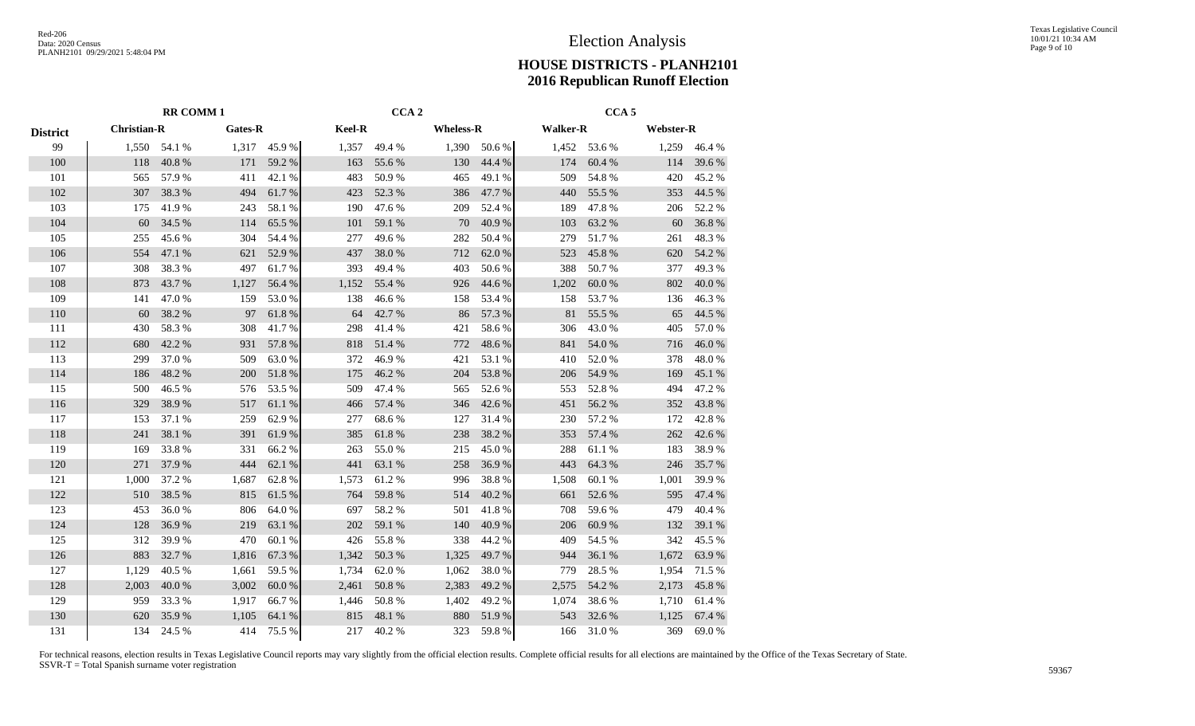# Election Analysis

## HOUSE DISTRICTS - PLANH2101
## 2016 Republican Runoff Election

| | RR COMM 1 | | | | CCA 2 | | | | CCA 5 | | | |
|---|---|---|---|---|---|---|---|---|---|---|---|---|
| District | Christian-R | | Gates-R | | Keel-R | | Wheless-R | | Walker-R | | Webster-R | |
| 99 | 1,550 | 54.1 % | 1,317 | 45.9 % | 1,357 | 49.4 % | 1,390 | 50.6 % | 1,452 | 53.6 % | 1,259 | 46.4 % |
| 100 | 118 | 40.8 % | 171 | 59.2 % | 163 | 55.6 % | 130 | 44.4 % | 174 | 60.4 % | 114 | 39.6 % |
| 101 | 565 | 57.9 % | 411 | 42.1 % | 483 | 50.9 % | 465 | 49.1 % | 509 | 54.8 % | 420 | 45.2 % |
| 102 | 307 | 38.3 % | 494 | 61.7 % | 423 | 52.3 % | 386 | 47.7 % | 440 | 55.5 % | 353 | 44.5 % |
| 103 | 175 | 41.9 % | 243 | 58.1 % | 190 | 47.6 % | 209 | 52.4 % | 189 | 47.8 % | 206 | 52.2 % |
| 104 | 60 | 34.5 % | 114 | 65.5 % | 101 | 59.1 % | 70 | 40.9 % | 103 | 63.2 % | 60 | 36.8 % |
| 105 | 255 | 45.6 % | 304 | 54.4 % | 277 | 49.6 % | 282 | 50.4 % | 279 | 51.7 % | 261 | 48.3 % |
| 106 | 554 | 47.1 % | 621 | 52.9 % | 437 | 38.0 % | 712 | 62.0 % | 523 | 45.8 % | 620 | 54.2 % |
| 107 | 308 | 38.3 % | 497 | 61.7 % | 393 | 49.4 % | 403 | 50.6 % | 388 | 50.7 % | 377 | 49.3 % |
| 108 | 873 | 43.7 % | 1,127 | 56.4 % | 1,152 | 55.4 % | 926 | 44.6 % | 1,202 | 60.0 % | 802 | 40.0 % |
| 109 | 141 | 47.0 % | 159 | 53.0 % | 138 | 46.6 % | 158 | 53.4 % | 158 | 53.7 % | 136 | 46.3 % |
| 110 | 60 | 38.2 % | 97 | 61.8 % | 64 | 42.7 % | 86 | 57.3 % | 81 | 55.5 % | 65 | 44.5 % |
| 111 | 430 | 58.3 % | 308 | 41.7 % | 298 | 41.4 % | 421 | 58.6 % | 306 | 43.0 % | 405 | 57.0 % |
| 112 | 680 | 42.2 % | 931 | 57.8 % | 818 | 51.4 % | 772 | 48.6 % | 841 | 54.0 % | 716 | 46.0 % |
| 113 | 299 | 37.0 % | 509 | 63.0 % | 372 | 46.9 % | 421 | 53.1 % | 410 | 52.0 % | 378 | 48.0 % |
| 114 | 186 | 48.2 % | 200 | 51.8 % | 175 | 46.2 % | 204 | 53.8 % | 206 | 54.9 % | 169 | 45.1 % |
| 115 | 500 | 46.5 % | 576 | 53.5 % | 509 | 47.4 % | 565 | 52.6 % | 553 | 52.8 % | 494 | 47.2 % |
| 116 | 329 | 38.9 % | 517 | 61.1 % | 466 | 57.4 % | 346 | 42.6 % | 451 | 56.2 % | 352 | 43.8 % |
| 117 | 153 | 37.1 % | 259 | 62.9 % | 277 | 68.6 % | 127 | 31.4 % | 230 | 57.2 % | 172 | 42.8 % |
| 118 | 241 | 38.1 % | 391 | 61.9 % | 385 | 61.8 % | 238 | 38.2 % | 353 | 57.4 % | 262 | 42.6 % |
| 119 | 169 | 33.8 % | 331 | 66.2 % | 263 | 55.0 % | 215 | 45.0 % | 288 | 61.1 % | 183 | 38.9 % |
| 120 | 271 | 37.9 % | 444 | 62.1 % | 441 | 63.1 % | 258 | 36.9 % | 443 | 64.3 % | 246 | 35.7 % |
| 121 | 1,000 | 37.2 % | 1,687 | 62.8 % | 1,573 | 61.2 % | 996 | 38.8 % | 1,508 | 60.1 % | 1,001 | 39.9 % |
| 122 | 510 | 38.5 % | 815 | 61.5 % | 764 | 59.8 % | 514 | 40.2 % | 661 | 52.6 % | 595 | 47.4 % |
| 123 | 453 | 36.0 % | 806 | 64.0 % | 697 | 58.2 % | 501 | 41.8 % | 708 | 59.6 % | 479 | 40.4 % |
| 124 | 128 | 36.9 % | 219 | 63.1 % | 202 | 59.1 % | 140 | 40.9 % | 206 | 60.9 % | 132 | 39.1 % |
| 125 | 312 | 39.9 % | 470 | 60.1 % | 426 | 55.8 % | 338 | 44.2 % | 409 | 54.5 % | 342 | 45.5 % |
| 126 | 883 | 32.7 % | 1,816 | 67.3 % | 1,342 | 50.3 % | 1,325 | 49.7 % | 944 | 36.1 % | 1,672 | 63.9 % |
| 127 | 1,129 | 40.5 % | 1,661 | 59.5 % | 1,734 | 62.0 % | 1,062 | 38.0 % | 779 | 28.5 % | 1,954 | 71.5 % |
| 128 | 2,003 | 40.0 % | 3,002 | 60.0 % | 2,461 | 50.8 % | 2,383 | 49.2 % | 2,575 | 54.2 % | 2,173 | 45.8 % |
| 129 | 959 | 33.3 % | 1,917 | 66.7 % | 1,446 | 50.8 % | 1,402 | 49.2 % | 1,074 | 38.6 % | 1,710 | 61.4 % |
| 130 | 620 | 35.9 % | 1,105 | 64.1 % | 815 | 48.1 % | 880 | 51.9 % | 543 | 32.6 % | 1,125 | 67.4 % |
| 131 | 134 | 24.5 % | 414 | 75.5 % | 217 | 40.2 % | 323 | 59.8 % | 166 | 31.0 % | 369 | 69.0 % |

For technical reasons, election results in Texas Legislative Council reports may vary slightly from the official election results. Complete official results for all elections are maintained by the Office of the Texas Secretary of State.
SSVR-T = Total Spanish surname voter registration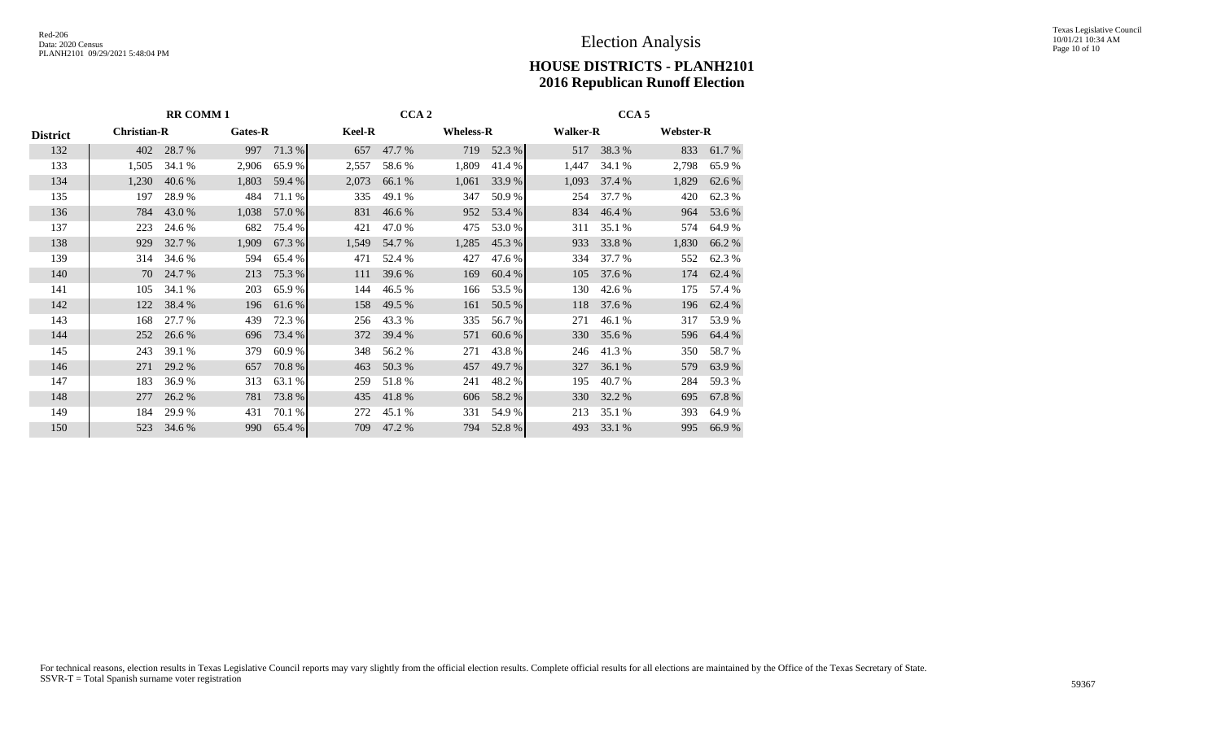# Election Analysis

## HOUSE DISTRICTS - PLANH2101
## 2016 Republican Runoff Election

| | RR COMM 1 | | | | CCA 2 | | | | CCA 5 | | | |
|---|---|---|---|---|---|---|---|---|---|---|---|---|
| District | Christian-R | | Gates-R | | Keel-R | | Wheless-R | | Walker-R | | Webster-R | |
| 132 | 402 | 28.7 % | 997 | 71.3 % | 657 | 47.7 % | 719 | 52.3 % | 517 | 38.3 % | 833 | 61.7 % |
| 133 | 1,505 | 34.1 % | 2,906 | 65.9 % | 2,557 | 58.6 % | 1,809 | 41.4 % | 1,447 | 34.1 % | 2,798 | 65.9 % |
| 134 | 1,230 | 40.6 % | 1,803 | 59.4 % | 2,073 | 66.1 % | 1,061 | 33.9 % | 1,093 | 37.4 % | 1,829 | 62.6 % |
| 135 | 197 | 28.9 % | 484 | 71.1 % | 335 | 49.1 % | 347 | 50.9 % | 254 | 37.7 % | 420 | 62.3 % |
| 136 | 784 | 43.0 % | 1,038 | 57.0 % | 831 | 46.6 % | 952 | 53.4 % | 834 | 46.4 % | 964 | 53.6 % |
| 137 | 223 | 24.6 % | 682 | 75.4 % | 421 | 47.0 % | 475 | 53.0 % | 311 | 35.1 % | 574 | 64.9 % |
| 138 | 929 | 32.7 % | 1,909 | 67.3 % | 1,549 | 54.7 % | 1,285 | 45.3 % | 933 | 33.8 % | 1,830 | 66.2 % |
| 139 | 314 | 34.6 % | 594 | 65.4 % | 471 | 52.4 % | 427 | 47.6 % | 334 | 37.7 % | 552 | 62.3 % |
| 140 | 70 | 24.7 % | 213 | 75.3 % | 111 | 39.6 % | 169 | 60.4 % | 105 | 37.6 % | 174 | 62.4 % |
| 141 | 105 | 34.1 % | 203 | 65.9 % | 144 | 46.5 % | 166 | 53.5 % | 130 | 42.6 % | 175 | 57.4 % |
| 142 | 122 | 38.4 % | 196 | 61.6 % | 158 | 49.5 % | 161 | 50.5 % | 118 | 37.6 % | 196 | 62.4 % |
| 143 | 168 | 27.7 % | 439 | 72.3 % | 256 | 43.3 % | 335 | 56.7 % | 271 | 46.1 % | 317 | 53.9 % |
| 144 | 252 | 26.6 % | 696 | 73.4 % | 372 | 39.4 % | 571 | 60.6 % | 330 | 35.6 % | 596 | 64.4 % |
| 145 | 243 | 39.1 % | 379 | 60.9 % | 348 | 56.2 % | 271 | 43.8 % | 246 | 41.3 % | 350 | 58.7 % |
| 146 | 271 | 29.2 % | 657 | 70.8 % | 463 | 50.3 % | 457 | 49.7 % | 327 | 36.1 % | 579 | 63.9 % |
| 147 | 183 | 36.9 % | 313 | 63.1 % | 259 | 51.8 % | 241 | 48.2 % | 195 | 40.7 % | 284 | 59.3 % |
| 148 | 277 | 26.2 % | 781 | 73.8 % | 435 | 41.8 % | 606 | 58.2 % | 330 | 32.2 % | 695 | 67.8 % |
| 149 | 184 | 29.9 % | 431 | 70.1 % | 272 | 45.1 % | 331 | 54.9 % | 213 | 35.1 % | 393 | 64.9 % |
| 150 | 523 | 34.6 % | 990 | 65.4 % | 709 | 47.2 % | 794 | 52.8 % | 493 | 33.1 % | 995 | 66.9 % |

For technical reasons, election results in Texas Legislative Council reports may vary slightly from the official election results. Complete official results for all elections are maintained by the Office of the Texas Secretary of State.
SSVR-T = Total Spanish surname voter registration